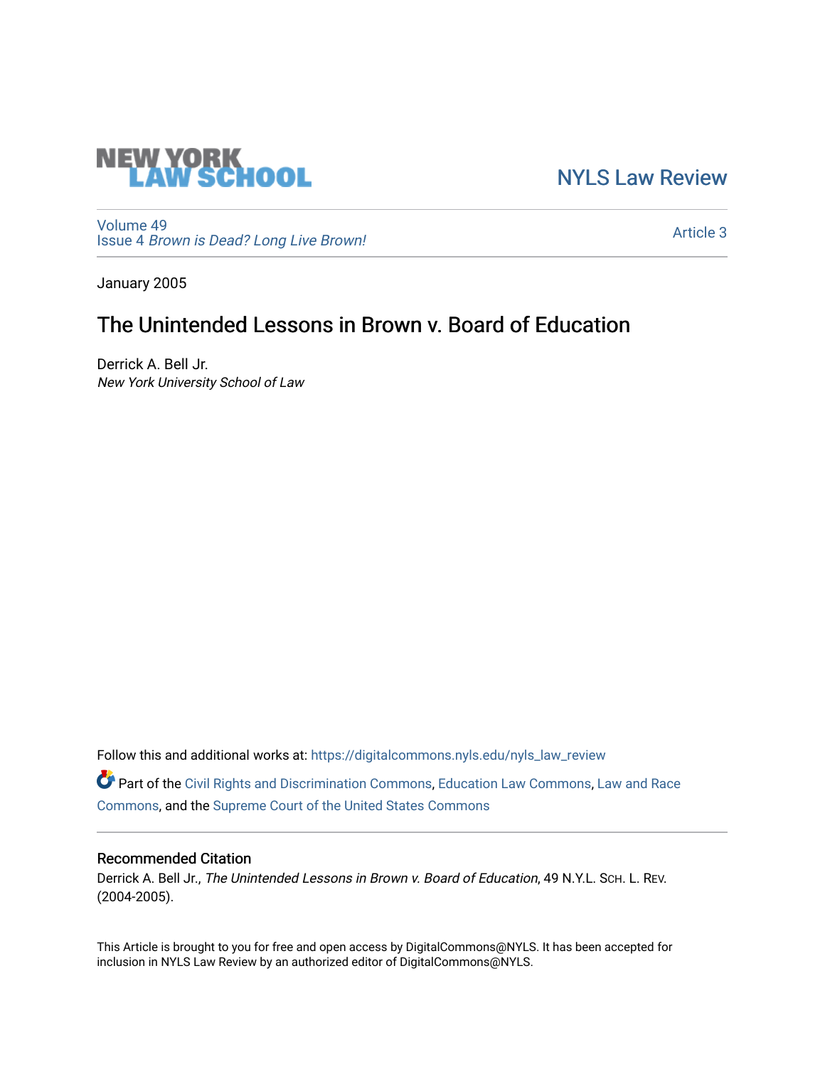NEW YORK LAW SCHOOL

NYLS Law Review

Volume 49
Issue 4 *Brown is Dead? Long Live Brown!*

Article 3

January 2005

# The Unintended Lessons in Brown v. Board of Education

Derrick A. Bell Jr.
*New York University School of Law*

Follow this and additional works at: https://digitalcommons.nyls.edu/nyls_law_review

Part of the Civil Rights and Discrimination Commons, Education Law Commons, Law and Race Commons, and the Supreme Court of the United States Commons

## Recommended Citation

Derrick A. Bell Jr., *The Unintended Lessons in Brown v. Board of Education*, 49 N.Y.L. SCH. L. REV. (2004-2005).

This Article is brought to you for free and open access by DigitalCommons@NYLS. It has been accepted for inclusion in NYLS Law Review by an authorized editor of DigitalCommons@NYLS.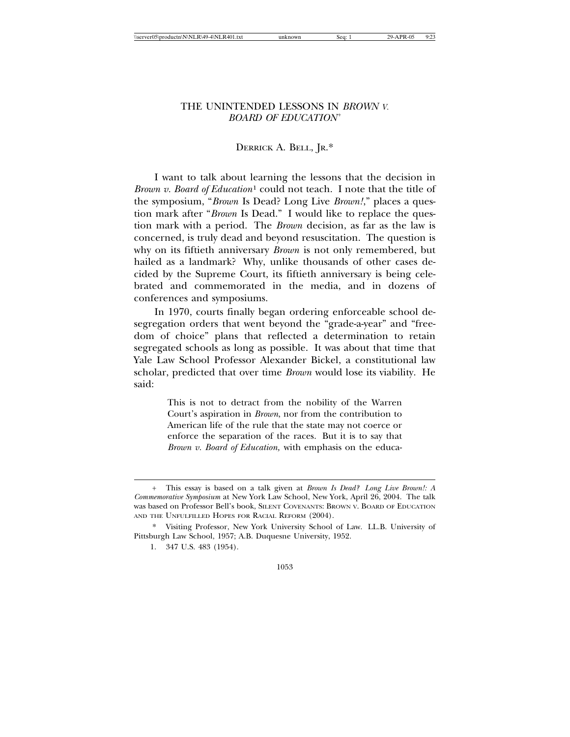# THE UNINTENDED LESSONS IN *BROWN V. BOARD OF EDUCATION*[+]

DERRICK A. BELL, JR.*

I want to talk about learning the lessons that the decision in *Brown v. Board of Education*[1] could not teach. I note that the title of the symposium, "*Brown* Is Dead? Long Live *Brown!*," places a question mark after "*Brown* Is Dead." I would like to replace the question mark with a period. The *Brown* decision, as far as the law is concerned, is truly dead and beyond resuscitation. The question is why on its fiftieth anniversary *Brown* is not only remembered, but hailed as a landmark? Why, unlike thousands of other cases decided by the Supreme Court, its fiftieth anniversary is being celebrated and commemorated in the media, and in dozens of conferences and symposiums.

In 1970, courts finally began ordering enforceable school desegregation orders that went beyond the "grade-a-year" and "freedom of choice" plans that reflected a determination to retain segregated schools as long as possible. It was about that time that Yale Law School Professor Alexander Bickel, a constitutional law scholar, predicted that over time *Brown* would lose its viability. He said:

> This is not to detract from the nobility of the Warren Court's aspiration in *Brown*, nor from the contribution to American life of the rule that the state may not coerce or enforce the separation of the races. But it is to say that *Brown v. Board of Education,* with emphasis on the educa-

---

\+ This essay is based on a talk given at *Brown Is Dead? Long Live Brown!: A Commemorative Symposium* at New York Law School, New York, April 26, 2004. The talk was based on Professor Bell's book, SILENT COVENANTS: BROWN V. BOARD OF EDUCATION AND THE UNFULFILLED HOPES FOR RACIAL REFORM (2004).

\* Visiting Professor, New York University School of Law. LL.B. University of Pittsburgh Law School, 1957; A.B. Duquesne University, 1952.

1. 347 U.S. 483 (1954).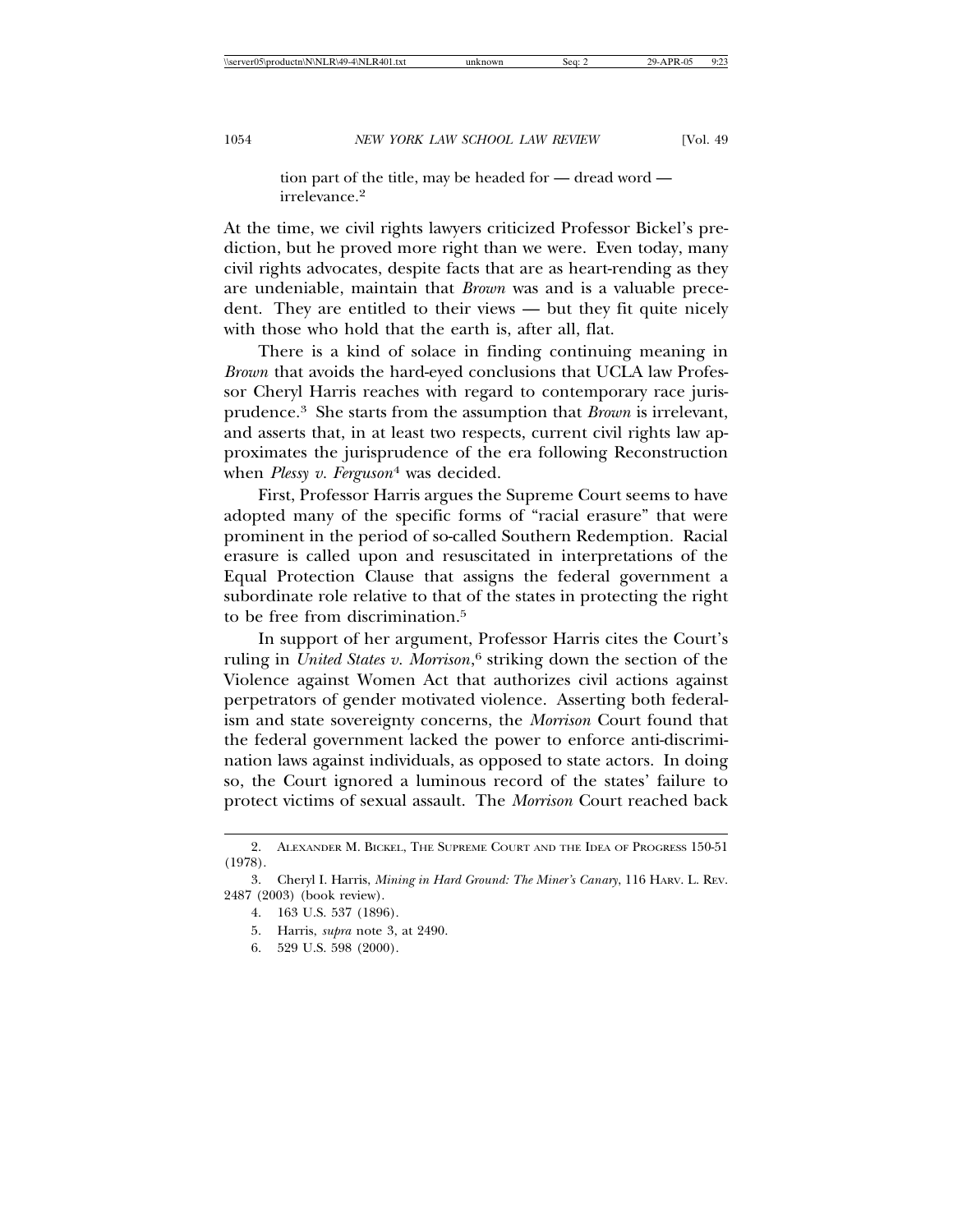tion part of the title, may be headed for — dread word — irrelevance.[2]

At the time, we civil rights lawyers criticized Professor Bickel's prediction, but he proved more right than we were. Even today, many civil rights advocates, despite facts that are as heart-rending as they are undeniable, maintain that *Brown* was and is a valuable precedent. They are entitled to their views — but they fit quite nicely with those who hold that the earth is, after all, flat.

There is a kind of solace in finding continuing meaning in *Brown* that avoids the hard-eyed conclusions that UCLA law Professor Cheryl Harris reaches with regard to contemporary race jurisprudence.[3] She starts from the assumption that *Brown* is irrelevant, and asserts that, in at least two respects, current civil rights law approximates the jurisprudence of the era following Reconstruction when *Plessy v. Ferguson*[4] was decided.

First, Professor Harris argues the Supreme Court seems to have adopted many of the specific forms of "racial erasure" that were prominent in the period of so-called Southern Redemption. Racial erasure is called upon and resuscitated in interpretations of the Equal Protection Clause that assigns the federal government a subordinate role relative to that of the states in protecting the right to be free from discrimination.[5]

In support of her argument, Professor Harris cites the Court's ruling in *United States v. Morrison*,[6] striking down the section of the Violence against Women Act that authorizes civil actions against perpetrators of gender motivated violence. Asserting both federalism and state sovereignty concerns, the *Morrison* Court found that the federal government lacked the power to enforce anti-discrimination laws against individuals, as opposed to state actors. In doing so, the Court ignored a luminous record of the states' failure to protect victims of sexual assault. The *Morrison* Court reached back

2. Alexander M. Bickel, The Supreme Court and the Idea of Progress 150-51 (1978).

3. Cheryl I. Harris, *Mining in Hard Ground: The Miner's Canary*, 116 Harv. L. Rev. 2487 (2003) (book review).

4. 163 U.S. 537 (1896).

5. Harris, *supra* note 3, at 2490.

6. 529 U.S. 598 (2000).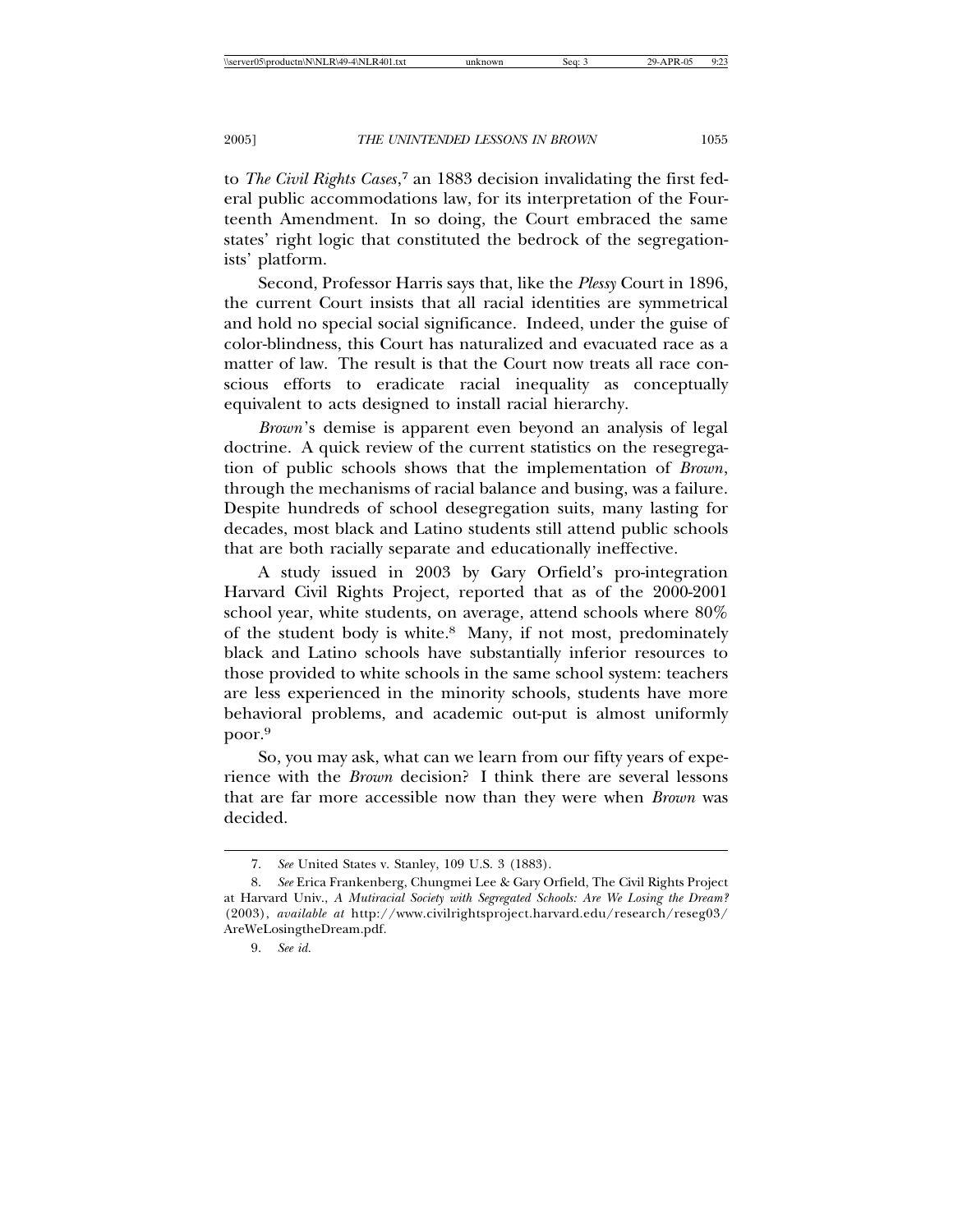to *The Civil Rights Cases*,[7] an 1883 decision invalidating the first federal public accommodations law, for its interpretation of the Fourteenth Amendment. In so doing, the Court embraced the same states' right logic that constituted the bedrock of the segregationists' platform.

Second, Professor Harris says that, like the *Plessy* Court in 1896, the current Court insists that all racial identities are symmetrical and hold no special social significance. Indeed, under the guise of color-blindness, this Court has naturalized and evacuated race as a matter of law. The result is that the Court now treats all race conscious efforts to eradicate racial inequality as conceptually equivalent to acts designed to install racial hierarchy.

*Brown*'s demise is apparent even beyond an analysis of legal doctrine. A quick review of the current statistics on the resegregation of public schools shows that the implementation of *Brown*, through the mechanisms of racial balance and busing, was a failure. Despite hundreds of school desegregation suits, many lasting for decades, most black and Latino students still attend public schools that are both racially separate and educationally ineffective.

A study issued in 2003 by Gary Orfield's pro-integration Harvard Civil Rights Project, reported that as of the 2000-2001 school year, white students, on average, attend schools where 80% of the student body is white.[8] Many, if not most, predominately black and Latino schools have substantially inferior resources to those provided to white schools in the same school system: teachers are less experienced in the minority schools, students have more behavioral problems, and academic out-put is almost uniformly poor.[9]

So, you may ask, what can we learn from our fifty years of experience with the *Brown* decision? I think there are several lessons that are far more accessible now than they were when *Brown* was decided.

---

7. *See* United States v. Stanley, 109 U.S. 3 (1883).

8. *See* Erica Frankenberg, Chungmei Lee & Gary Orfield, The Civil Rights Project at Harvard Univ., *A Mutiracial Society with Segregated Schools: Are We Losing the Dream?* (2003), *available at* http://www.civilrightsproject.harvard.edu/research/reseg03/AreWeLosingtheDream.pdf.

9. *See id.*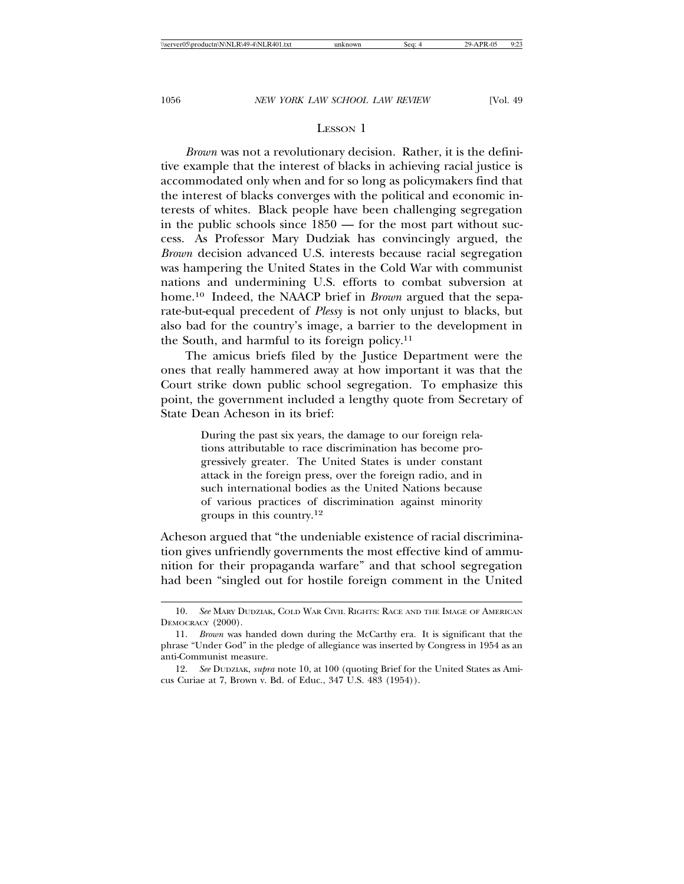## LESSON 1

*Brown* was not a revolutionary decision. Rather, it is the definitive example that the interest of blacks in achieving racial justice is accommodated only when and for so long as policymakers find that the interest of blacks converges with the political and economic interests of whites. Black people have been challenging segregation in the public schools since 1850 — for the most part without success. As Professor Mary Dudziak has convincingly argued, the *Brown* decision advanced U.S. interests because racial segregation was hampering the United States in the Cold War with communist nations and undermining U.S. efforts to combat subversion at home.[10] Indeed, the NAACP brief in *Brown* argued that the separate-but-equal precedent of *Plessy* is not only unjust to blacks, but also bad for the country's image, a barrier to the development in the South, and harmful to its foreign policy.[11]

The amicus briefs filed by the Justice Department were the ones that really hammered away at how important it was that the Court strike down public school segregation. To emphasize this point, the government included a lengthy quote from Secretary of State Dean Acheson in its brief:

> During the past six years, the damage to our foreign relations attributable to race discrimination has become progressively greater. The United States is under constant attack in the foreign press, over the foreign radio, and in such international bodies as the United Nations because of various practices of discrimination against minority groups in this country.[12]

Acheson argued that "the undeniable existence of racial discrimination gives unfriendly governments the most effective kind of ammunition for their propaganda warfare" and that school segregation had been "singled out for hostile foreign comment in the United

---

10. *See* MARY DUDZIAK, COLD WAR CIVIL RIGHTS: RACE AND THE IMAGE OF AMERICAN DEMOCRACY (2000).

11. *Brown* was handed down during the McCarthy era. It is significant that the phrase "Under God" in the pledge of allegiance was inserted by Congress in 1954 as an anti-Communist measure.

12. *See* DUDZIAK, *supra* note 10, at 100 (quoting Brief for the United States as Amicus Curiae at 7, Brown v. Bd. of Educ., 347 U.S. 483 (1954)).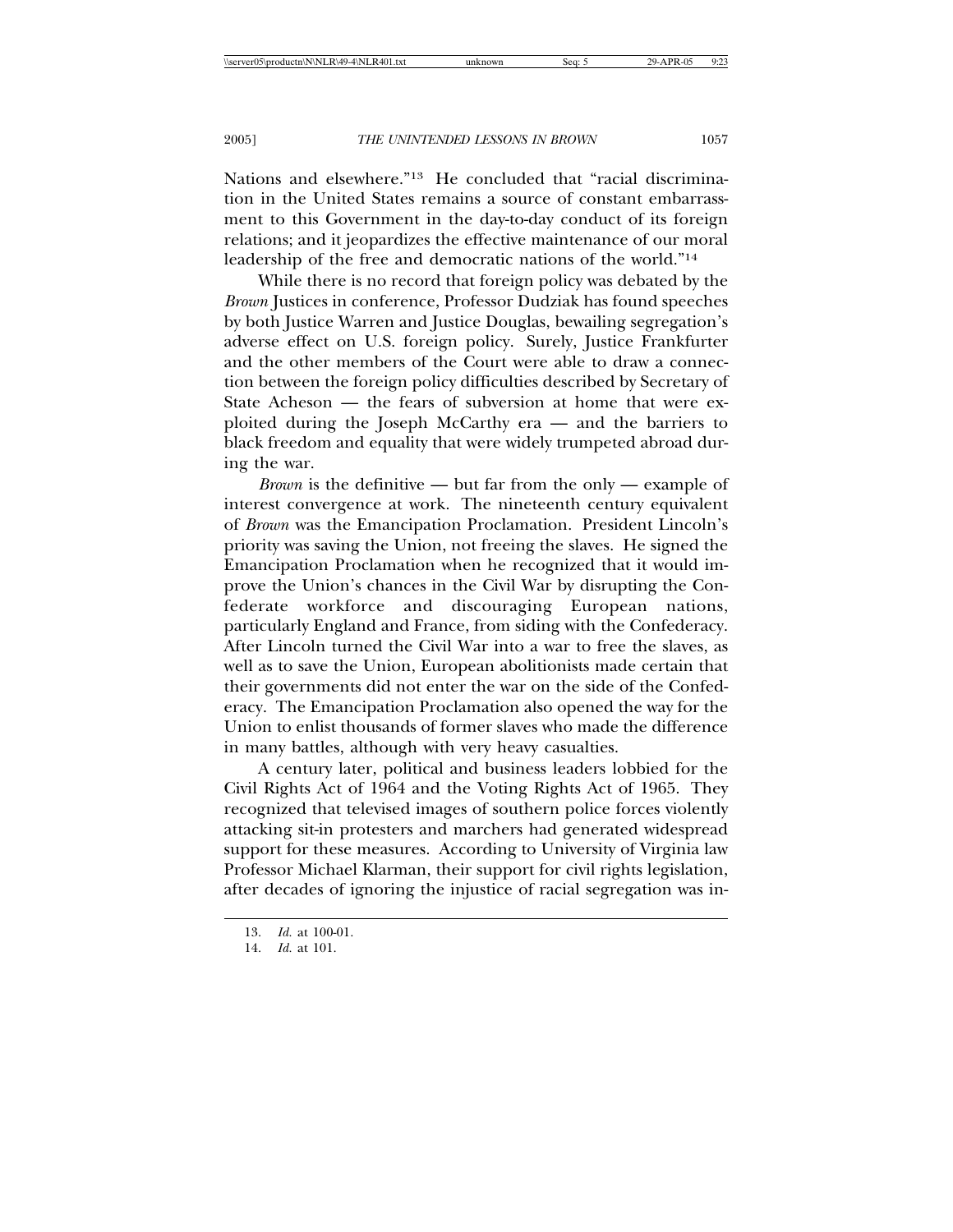Nations and elsewhere."[13] He concluded that "racial discrimination in the United States remains a source of constant embarrassment to this Government in the day-to-day conduct of its foreign relations; and it jeopardizes the effective maintenance of our moral leadership of the free and democratic nations of the world."[14]

While there is no record that foreign policy was debated by the *Brown* Justices in conference, Professor Dudziak has found speeches by both Justice Warren and Justice Douglas, bewailing segregation's adverse effect on U.S. foreign policy. Surely, Justice Frankfurter and the other members of the Court were able to draw a connection between the foreign policy difficulties described by Secretary of State Acheson — the fears of subversion at home that were exploited during the Joseph McCarthy era — and the barriers to black freedom and equality that were widely trumpeted abroad during the war.

*Brown* is the definitive — but far from the only — example of interest convergence at work. The nineteenth century equivalent of *Brown* was the Emancipation Proclamation. President Lincoln's priority was saving the Union, not freeing the slaves. He signed the Emancipation Proclamation when he recognized that it would improve the Union's chances in the Civil War by disrupting the Confederate workforce and discouraging European nations, particularly England and France, from siding with the Confederacy. After Lincoln turned the Civil War into a war to free the slaves, as well as to save the Union, European abolitionists made certain that their governments did not enter the war on the side of the Confederacy. The Emancipation Proclamation also opened the way for the Union to enlist thousands of former slaves who made the difference in many battles, although with very heavy casualties.

A century later, political and business leaders lobbied for the Civil Rights Act of 1964 and the Voting Rights Act of 1965. They recognized that televised images of southern police forces violently attacking sit-in protesters and marchers had generated widespread support for these measures. According to University of Virginia law Professor Michael Klarman, their support for civil rights legislation, after decades of ignoring the injustice of racial segregation was in-

13. *Id.* at 100-01.

14. *Id.* at 101.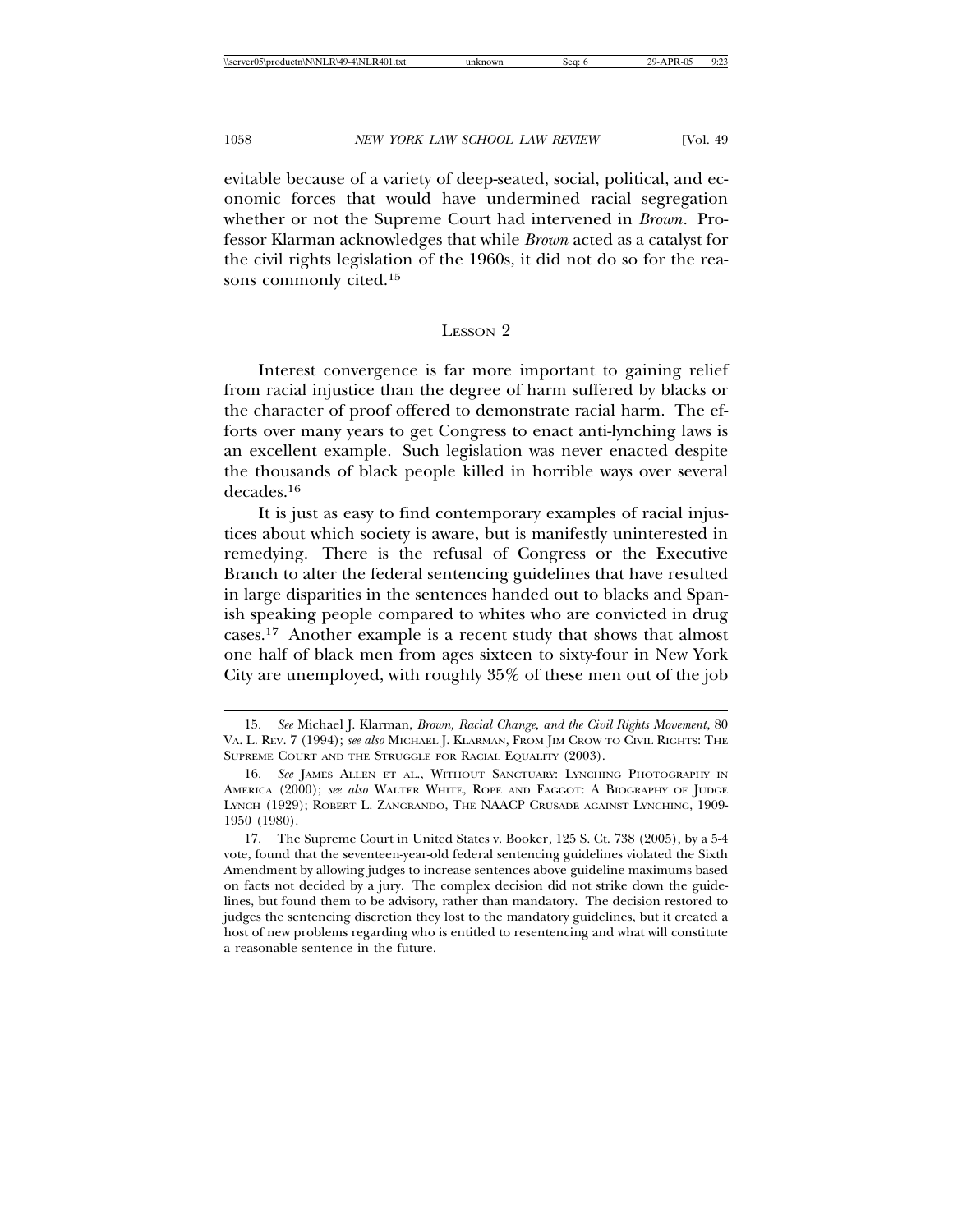evitable because of a variety of deep-seated, social, political, and economic forces that would have undermined racial segregation whether or not the Supreme Court had intervened in *Brown*. Professor Klarman acknowledges that while *Brown* acted as a catalyst for the civil rights legislation of the 1960s, it did not do so for the reasons commonly cited.[15]

## LESSON 2

Interest convergence is far more important to gaining relief from racial injustice than the degree of harm suffered by blacks or the character of proof offered to demonstrate racial harm. The efforts over many years to get Congress to enact anti-lynching laws is an excellent example. Such legislation was never enacted despite the thousands of black people killed in horrible ways over several decades.[16]

It is just as easy to find contemporary examples of racial injustices about which society is aware, but is manifestly uninterested in remedying. There is the refusal of Congress or the Executive Branch to alter the federal sentencing guidelines that have resulted in large disparities in the sentences handed out to blacks and Spanish speaking people compared to whites who are convicted in drug cases.[17] Another example is a recent study that shows that almost one half of black men from ages sixteen to sixty-four in New York City are unemployed, with roughly 35% of these men out of the job

---

15. *See* Michael J. Klarman, *Brown, Racial Change, and the Civil Rights Movement*, 80 VA. L. REV. 7 (1994); *see also* MICHAEL J. KLARMAN, FROM JIM CROW TO CIVIL RIGHTS: THE SUPREME COURT AND THE STRUGGLE FOR RACIAL EQUALITY (2003).

16. *See* JAMES ALLEN ET AL., WITHOUT SANCTUARY: LYNCHING PHOTOGRAPHY IN AMERICA (2000); *see also* WALTER WHITE, ROPE AND FAGGOT: A BIOGRAPHY OF JUDGE LYNCH (1929); ROBERT L. ZANGRANDO, THE NAACP CRUSADE AGAINST LYNCHING, 1909-1950 (1980).

17. The Supreme Court in United States v. Booker, 125 S. Ct. 738 (2005), by a 5-4 vote, found that the seventeen-year-old federal sentencing guidelines violated the Sixth Amendment by allowing judges to increase sentences above guideline maximums based on facts not decided by a jury. The complex decision did not strike down the guidelines, but found them to be advisory, rather than mandatory. The decision restored to judges the sentencing discretion they lost to the mandatory guidelines, but it created a host of new problems regarding who is entitled to resentencing and what will constitute a reasonable sentence in the future.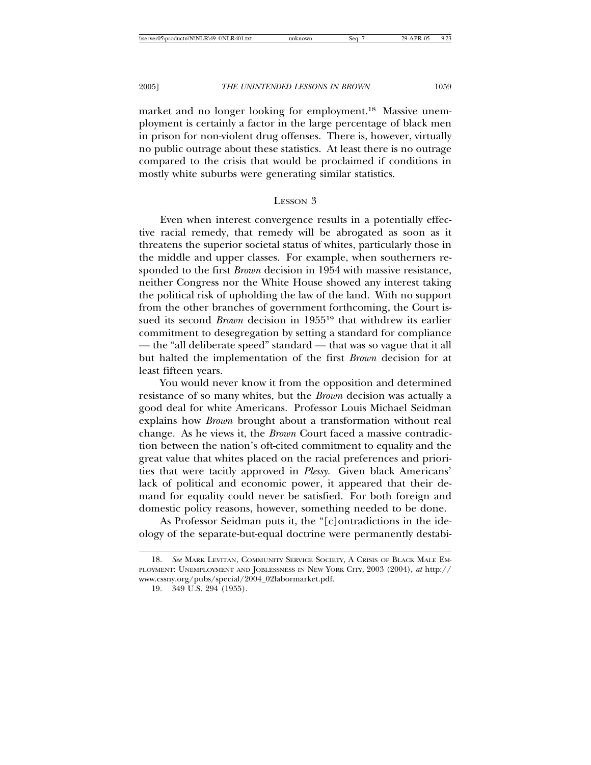market and no longer looking for employment.[18] Massive unemployment is certainly a factor in the large percentage of black men in prison for non-violent drug offenses. There is, however, virtually no public outrage about these statistics. At least there is no outrage compared to the crisis that would be proclaimed if conditions in mostly white suburbs were generating similar statistics.

## Lesson 3

Even when interest convergence results in a potentially effective racial remedy, that remedy will be abrogated as soon as it threatens the superior societal status of whites, particularly those in the middle and upper classes. For example, when southerners responded to the first *Brown* decision in 1954 with massive resistance, neither Congress nor the White House showed any interest taking the political risk of upholding the law of the land. With no support from the other branches of government forthcoming, the Court issued its second *Brown* decision in 1955[19] that withdrew its earlier commitment to desegregation by setting a standard for compliance — the "all deliberate speed" standard — that was so vague that it all but halted the implementation of the first *Brown* decision for at least fifteen years.

You would never know it from the opposition and determined resistance of so many whites, but the *Brown* decision was actually a good deal for white Americans. Professor Louis Michael Seidman explains how *Brown* brought about a transformation without real change. As he views it, the *Brown* Court faced a massive contradiction between the nation's oft-cited commitment to equality and the great value that whites placed on the racial preferences and priorities that were tacitly approved in *Plessy*. Given black Americans' lack of political and economic power, it appeared that their demand for equality could never be satisfied. For both foreign and domestic policy reasons, however, something needed to be done.

As Professor Seidman puts it, the "[c]ontradictions in the ideology of the separate-but-equal doctrine were permanently destabi-

---

18. *See* Mark Levitan, Community Service Society, A Crisis of Black Male Employment: Unemployment and Joblessness in New York City, 2003 (2004), *at* http://www.cssny.org/pubs/special/2004_02labormarket.pdf.

19. 349 U.S. 294 (1955).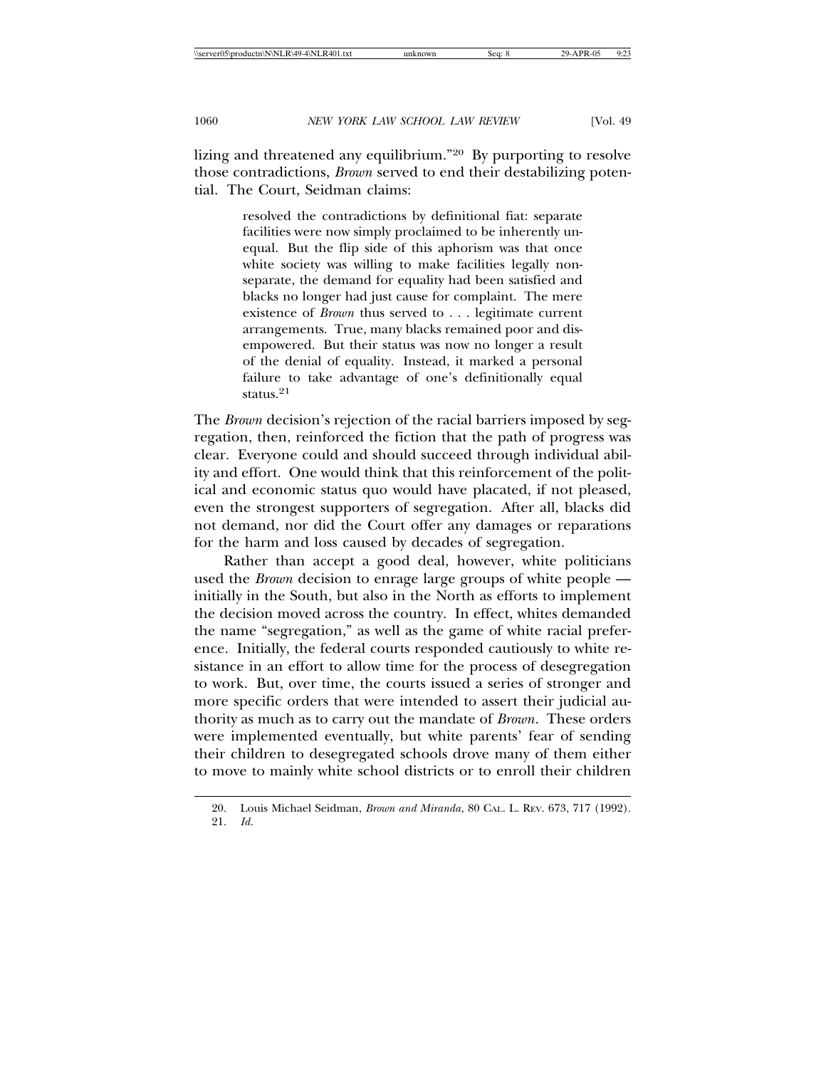lizing and threatened any equilibrium."[20] By purporting to resolve those contradictions, *Brown* served to end their destabilizing potential. The Court, Seidman claims:

> resolved the contradictions by definitional fiat: separate facilities were now simply proclaimed to be inherently unequal. But the flip side of this aphorism was that once white society was willing to make facilities legally nonseparate, the demand for equality had been satisfied and blacks no longer had just cause for complaint. The mere existence of *Brown* thus served to . . . legitimate current arrangements. True, many blacks remained poor and disempowered. But their status was now no longer a result of the denial of equality. Instead, it marked a personal failure to take advantage of one's definitionally equal status.[21]

The *Brown* decision's rejection of the racial barriers imposed by segregation, then, reinforced the fiction that the path of progress was clear. Everyone could and should succeed through individual ability and effort. One would think that this reinforcement of the political and economic status quo would have placated, if not pleased, even the strongest supporters of segregation. After all, blacks did not demand, nor did the Court offer any damages or reparations for the harm and loss caused by decades of segregation.

Rather than accept a good deal, however, white politicians used the *Brown* decision to enrage large groups of white people — initially in the South, but also in the North as efforts to implement the decision moved across the country. In effect, whites demanded the name "segregation," as well as the game of white racial preference. Initially, the federal courts responded cautiously to white resistance in an effort to allow time for the process of desegregation to work. But, over time, the courts issued a series of stronger and more specific orders that were intended to assert their judicial authority as much as to carry out the mandate of *Brown*. These orders were implemented eventually, but white parents' fear of sending their children to desegregated schools drove many of them either to move to mainly white school districts or to enroll their children

---

20. Louis Michael Seidman, *Brown and Miranda*, 80 CAL. L. REV. 673, 717 (1992).
21. *Id.*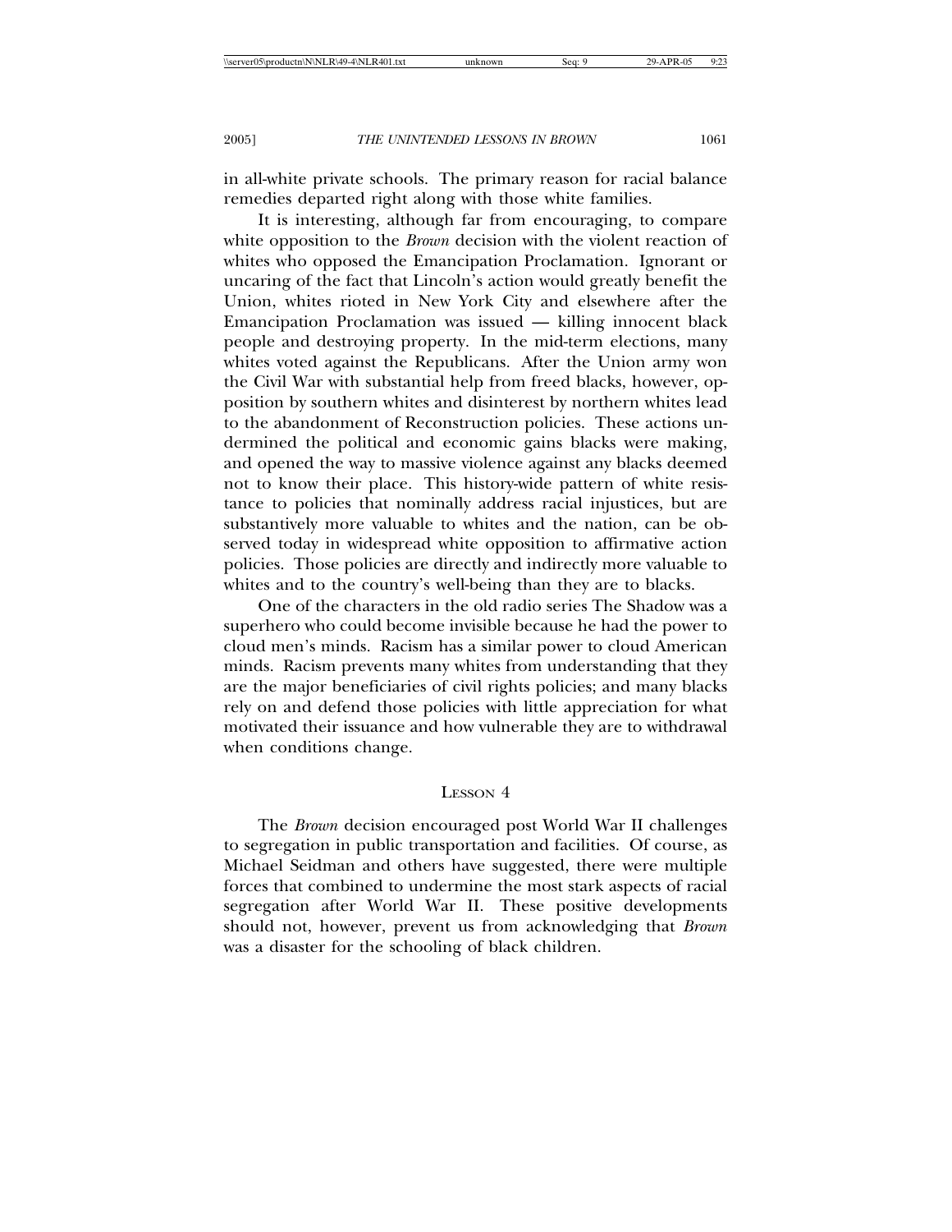in all-white private schools. The primary reason for racial balance remedies departed right along with those white families.

It is interesting, although far from encouraging, to compare white opposition to the *Brown* decision with the violent reaction of whites who opposed the Emancipation Proclamation. Ignorant or uncaring of the fact that Lincoln's action would greatly benefit the Union, whites rioted in New York City and elsewhere after the Emancipation Proclamation was issued — killing innocent black people and destroying property. In the mid-term elections, many whites voted against the Republicans. After the Union army won the Civil War with substantial help from freed blacks, however, opposition by southern whites and disinterest by northern whites lead to the abandonment of Reconstruction policies. These actions undermined the political and economic gains blacks were making, and opened the way to massive violence against any blacks deemed not to know their place. This history-wide pattern of white resistance to policies that nominally address racial injustices, but are substantively more valuable to whites and the nation, can be observed today in widespread white opposition to affirmative action policies. Those policies are directly and indirectly more valuable to whites and to the country's well-being than they are to blacks.

One of the characters in the old radio series The Shadow was a superhero who could become invisible because he had the power to cloud men's minds. Racism has a similar power to cloud American minds. Racism prevents many whites from understanding that they are the major beneficiaries of civil rights policies; and many blacks rely on and defend those policies with little appreciation for what motivated their issuance and how vulnerable they are to withdrawal when conditions change.

## Lesson 4

The *Brown* decision encouraged post World War II challenges to segregation in public transportation and facilities. Of course, as Michael Seidman and others have suggested, there were multiple forces that combined to undermine the most stark aspects of racial segregation after World War II. These positive developments should not, however, prevent us from acknowledging that *Brown* was a disaster for the schooling of black children.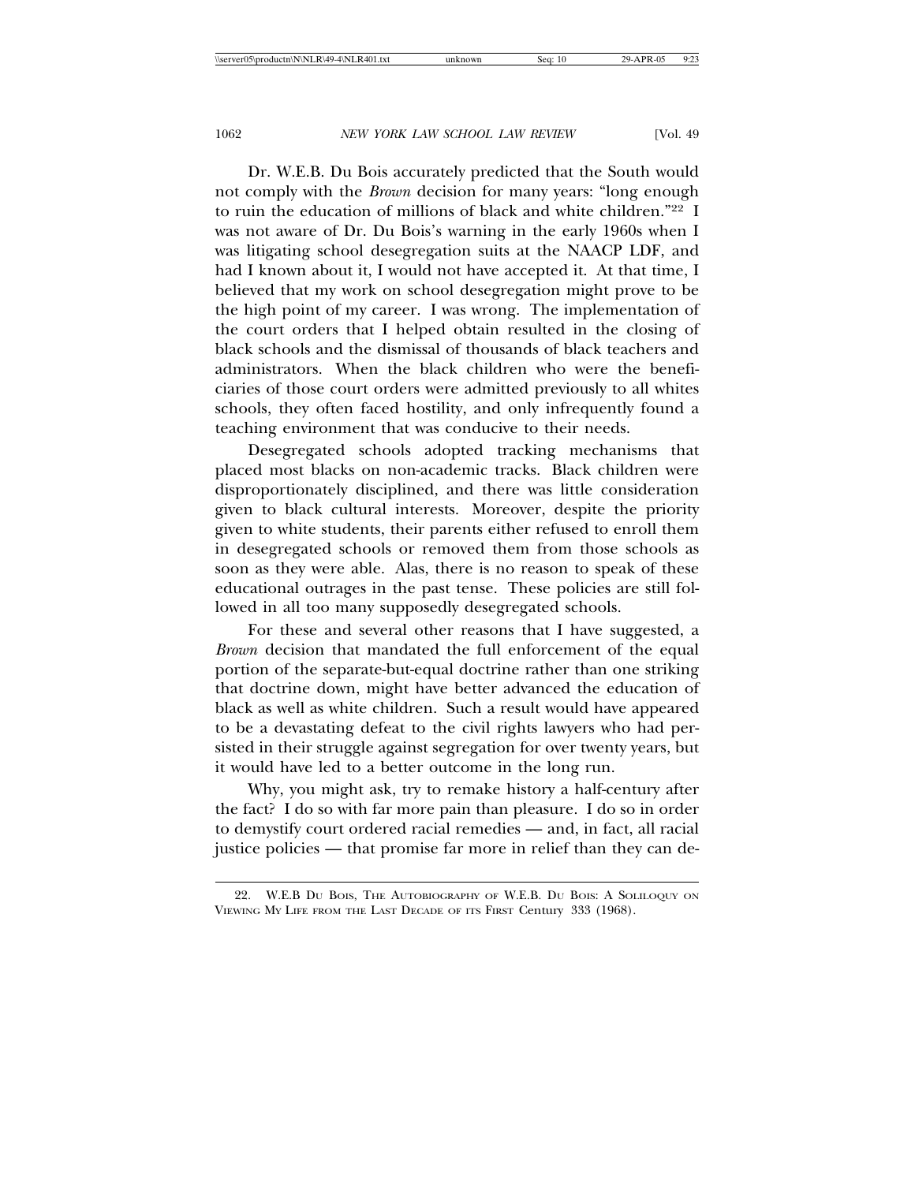Dr. W.E.B. Du Bois accurately predicted that the South would not comply with the *Brown* decision for many years: "long enough to ruin the education of millions of black and white children."[22] I was not aware of Dr. Du Bois's warning in the early 1960s when I was litigating school desegregation suits at the NAACP LDF, and had I known about it, I would not have accepted it. At that time, I believed that my work on school desegregation might prove to be the high point of my career. I was wrong. The implementation of the court orders that I helped obtain resulted in the closing of black schools and the dismissal of thousands of black teachers and administrators. When the black children who were the beneficiaries of those court orders were admitted previously to all whites schools, they often faced hostility, and only infrequently found a teaching environment that was conducive to their needs.

Desegregated schools adopted tracking mechanisms that placed most blacks on non-academic tracks. Black children were disproportionately disciplined, and there was little consideration given to black cultural interests. Moreover, despite the priority given to white students, their parents either refused to enroll them in desegregated schools or removed them from those schools as soon as they were able. Alas, there is no reason to speak of these educational outrages in the past tense. These policies are still followed in all too many supposedly desegregated schools.

For these and several other reasons that I have suggested, a *Brown* decision that mandated the full enforcement of the equal portion of the separate-but-equal doctrine rather than one striking that doctrine down, might have better advanced the education of black as well as white children. Such a result would have appeared to be a devastating defeat to the civil rights lawyers who had persisted in their struggle against segregation for over twenty years, but it would have led to a better outcome in the long run.

Why, you might ask, try to remake history a half-century after the fact? I do so with far more pain than pleasure. I do so in order to demystify court ordered racial remedies — and, in fact, all racial justice policies — that promise far more in relief than they can de-

22. W.E.B Du Bois, The Autobiography of W.E.B. Du Bois: A Soliloquy on Viewing My Life from the Last Decade of its First Century 333 (1968).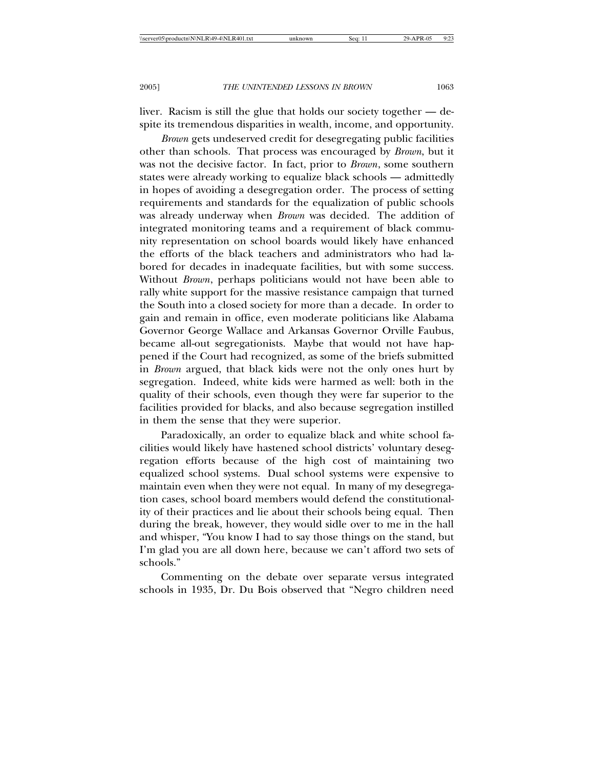liver. Racism is still the glue that holds our society together — despite its tremendous disparities in wealth, income, and opportunity.

*Brown* gets undeserved credit for desegregating public facilities other than schools. That process was encouraged by *Brown*, but it was not the decisive factor. In fact, prior to *Brown*, some southern states were already working to equalize black schools — admittedly in hopes of avoiding a desegregation order. The process of setting requirements and standards for the equalization of public schools was already underway when *Brown* was decided. The addition of integrated monitoring teams and a requirement of black community representation on school boards would likely have enhanced the efforts of the black teachers and administrators who had labored for decades in inadequate facilities, but with some success. Without *Brown*, perhaps politicians would not have been able to rally white support for the massive resistance campaign that turned the South into a closed society for more than a decade. In order to gain and remain in office, even moderate politicians like Alabama Governor George Wallace and Arkansas Governor Orville Faubus, became all-out segregationists. Maybe that would not have happened if the Court had recognized, as some of the briefs submitted in *Brown* argued, that black kids were not the only ones hurt by segregation. Indeed, white kids were harmed as well: both in the quality of their schools, even though they were far superior to the facilities provided for blacks, and also because segregation instilled in them the sense that they were superior.

Paradoxically, an order to equalize black and white school facilities would likely have hastened school districts' voluntary desegregation efforts because of the high cost of maintaining two equalized school systems. Dual school systems were expensive to maintain even when they were not equal. In many of my desegregation cases, school board members would defend the constitutionality of their practices and lie about their schools being equal. Then during the break, however, they would sidle over to me in the hall and whisper, "You know I had to say those things on the stand, but I'm glad you are all down here, because we can't afford two sets of schools."

Commenting on the debate over separate versus integrated schools in 1935, Dr. Du Bois observed that "Negro children need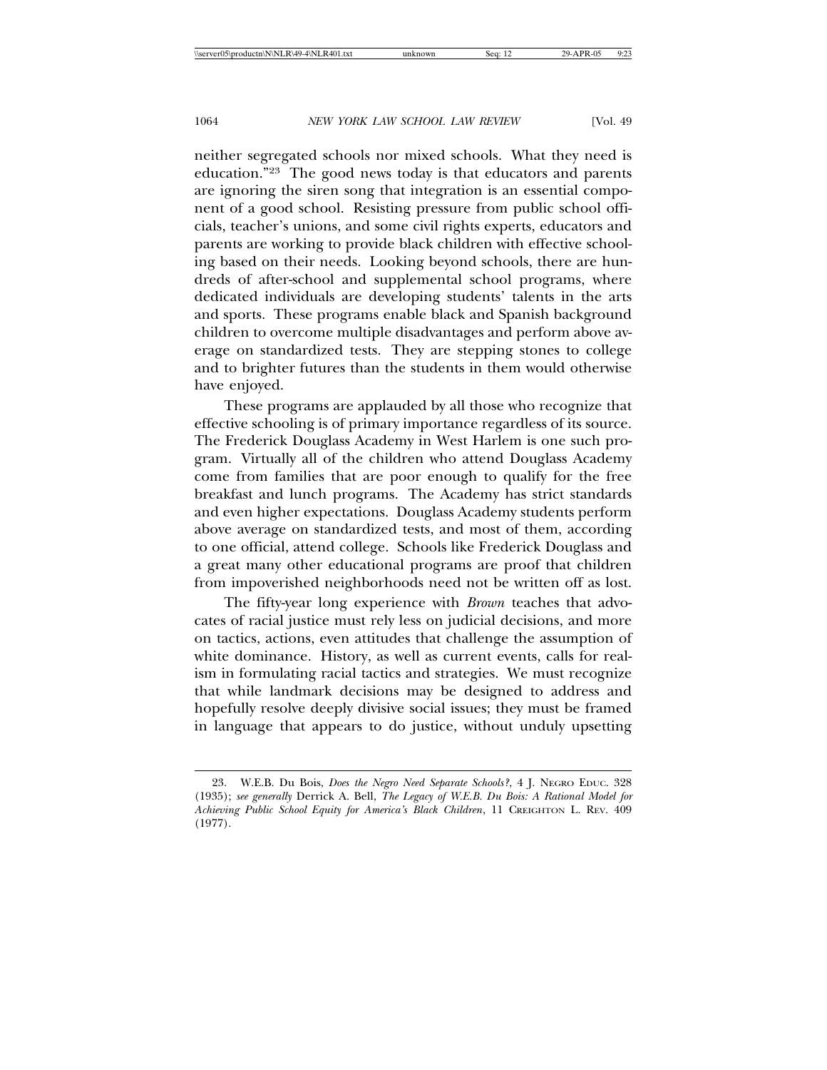neither segregated schools nor mixed schools. What they need is education."[23] The good news today is that educators and parents are ignoring the siren song that integration is an essential component of a good school. Resisting pressure from public school officials, teacher's unions, and some civil rights experts, educators and parents are working to provide black children with effective schooling based on their needs. Looking beyond schools, there are hundreds of after-school and supplemental school programs, where dedicated individuals are developing students' talents in the arts and sports. These programs enable black and Spanish background children to overcome multiple disadvantages and perform above average on standardized tests. They are stepping stones to college and to brighter futures than the students in them would otherwise have enjoyed.

These programs are applauded by all those who recognize that effective schooling is of primary importance regardless of its source. The Frederick Douglass Academy in West Harlem is one such program. Virtually all of the children who attend Douglass Academy come from families that are poor enough to qualify for the free breakfast and lunch programs. The Academy has strict standards and even higher expectations. Douglass Academy students perform above average on standardized tests, and most of them, according to one official, attend college. Schools like Frederick Douglass and a great many other educational programs are proof that children from impoverished neighborhoods need not be written off as lost.

The fifty-year long experience with *Brown* teaches that advocates of racial justice must rely less on judicial decisions, and more on tactics, actions, even attitudes that challenge the assumption of white dominance. History, as well as current events, calls for realism in formulating racial tactics and strategies. We must recognize that while landmark decisions may be designed to address and hopefully resolve deeply divisive social issues; they must be framed in language that appears to do justice, without unduly upsetting

23. W.E.B. Du Bois, *Does the Negro Need Separate Schools?*, 4 J. NEGRO EDUC. 328 (1935); *see generally* Derrick A. Bell, *The Legacy of W.E.B. Du Bois: A Rational Model for Achieving Public School Equity for America's Black Children*, 11 CREIGHTON L. REV. 409 (1977).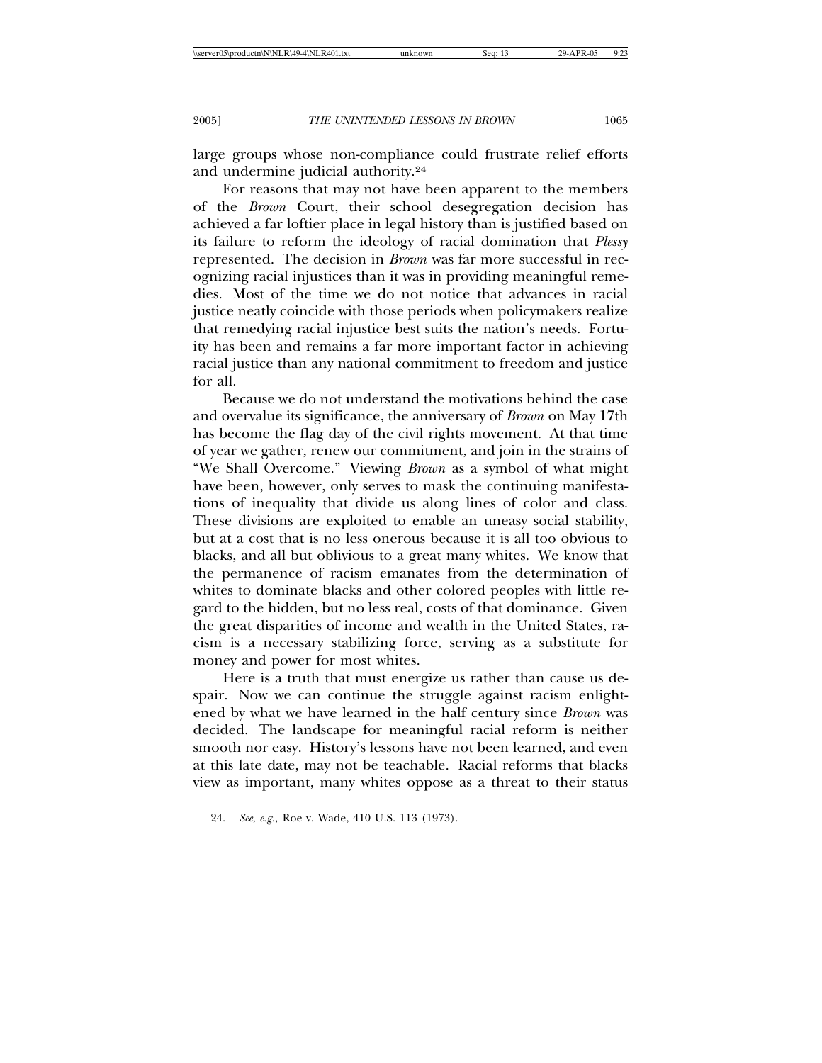large groups whose non-compliance could frustrate relief efforts and undermine judicial authority.[24]

For reasons that may not have been apparent to the members of the *Brown* Court, their school desegregation decision has achieved a far loftier place in legal history than is justified based on its failure to reform the ideology of racial domination that *Plessy* represented. The decision in *Brown* was far more successful in recognizing racial injustices than it was in providing meaningful remedies. Most of the time we do not notice that advances in racial justice neatly coincide with those periods when policymakers realize that remedying racial injustice best suits the nation's needs. Fortuity has been and remains a far more important factor in achieving racial justice than any national commitment to freedom and justice for all.

Because we do not understand the motivations behind the case and overvalue its significance, the anniversary of *Brown* on May 17th has become the flag day of the civil rights movement. At that time of year we gather, renew our commitment, and join in the strains of "We Shall Overcome." Viewing *Brown* as a symbol of what might have been, however, only serves to mask the continuing manifestations of inequality that divide us along lines of color and class. These divisions are exploited to enable an uneasy social stability, but at a cost that is no less onerous because it is all too obvious to blacks, and all but oblivious to a great many whites. We know that the permanence of racism emanates from the determination of whites to dominate blacks and other colored peoples with little regard to the hidden, but no less real, costs of that dominance. Given the great disparities of income and wealth in the United States, racism is a necessary stabilizing force, serving as a substitute for money and power for most whites.

Here is a truth that must energize us rather than cause us despair. Now we can continue the struggle against racism enlightened by what we have learned in the half century since *Brown* was decided. The landscape for meaningful racial reform is neither smooth nor easy. History's lessons have not been learned, and even at this late date, may not be teachable. Racial reforms that blacks view as important, many whites oppose as a threat to their status

24. *See, e.g.,* Roe v. Wade, 410 U.S. 113 (1973).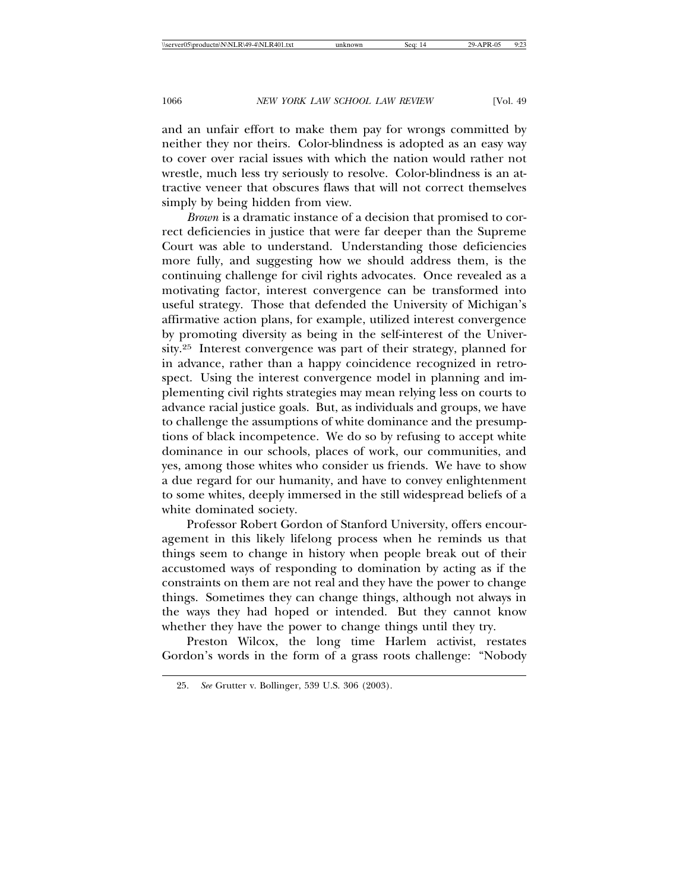and an unfair effort to make them pay for wrongs committed by neither they nor theirs. Color-blindness is adopted as an easy way to cover over racial issues with which the nation would rather not wrestle, much less try seriously to resolve. Color-blindness is an attractive veneer that obscures flaws that will not correct themselves simply by being hidden from view.

*Brown* is a dramatic instance of a decision that promised to correct deficiencies in justice that were far deeper than the Supreme Court was able to understand. Understanding those deficiencies more fully, and suggesting how we should address them, is the continuing challenge for civil rights advocates. Once revealed as a motivating factor, interest convergence can be transformed into useful strategy. Those that defended the University of Michigan's affirmative action plans, for example, utilized interest convergence by promoting diversity as being in the self-interest of the University.[25] Interest convergence was part of their strategy, planned for in advance, rather than a happy coincidence recognized in retrospect. Using the interest convergence model in planning and implementing civil rights strategies may mean relying less on courts to advance racial justice goals. But, as individuals and groups, we have to challenge the assumptions of white dominance and the presumptions of black incompetence. We do so by refusing to accept white dominance in our schools, places of work, our communities, and yes, among those whites who consider us friends. We have to show a due regard for our humanity, and have to convey enlightenment to some whites, deeply immersed in the still widespread beliefs of a white dominated society.

Professor Robert Gordon of Stanford University, offers encouragement in this likely lifelong process when he reminds us that things seem to change in history when people break out of their accustomed ways of responding to domination by acting as if the constraints on them are not real and they have the power to change things. Sometimes they can change things, although not always in the ways they had hoped or intended. But they cannot know whether they have the power to change things until they try.

Preston Wilcox, the long time Harlem activist, restates Gordon's words in the form of a grass roots challenge: "Nobody

---

25. *See* Grutter v. Bollinger, 539 U.S. 306 (2003).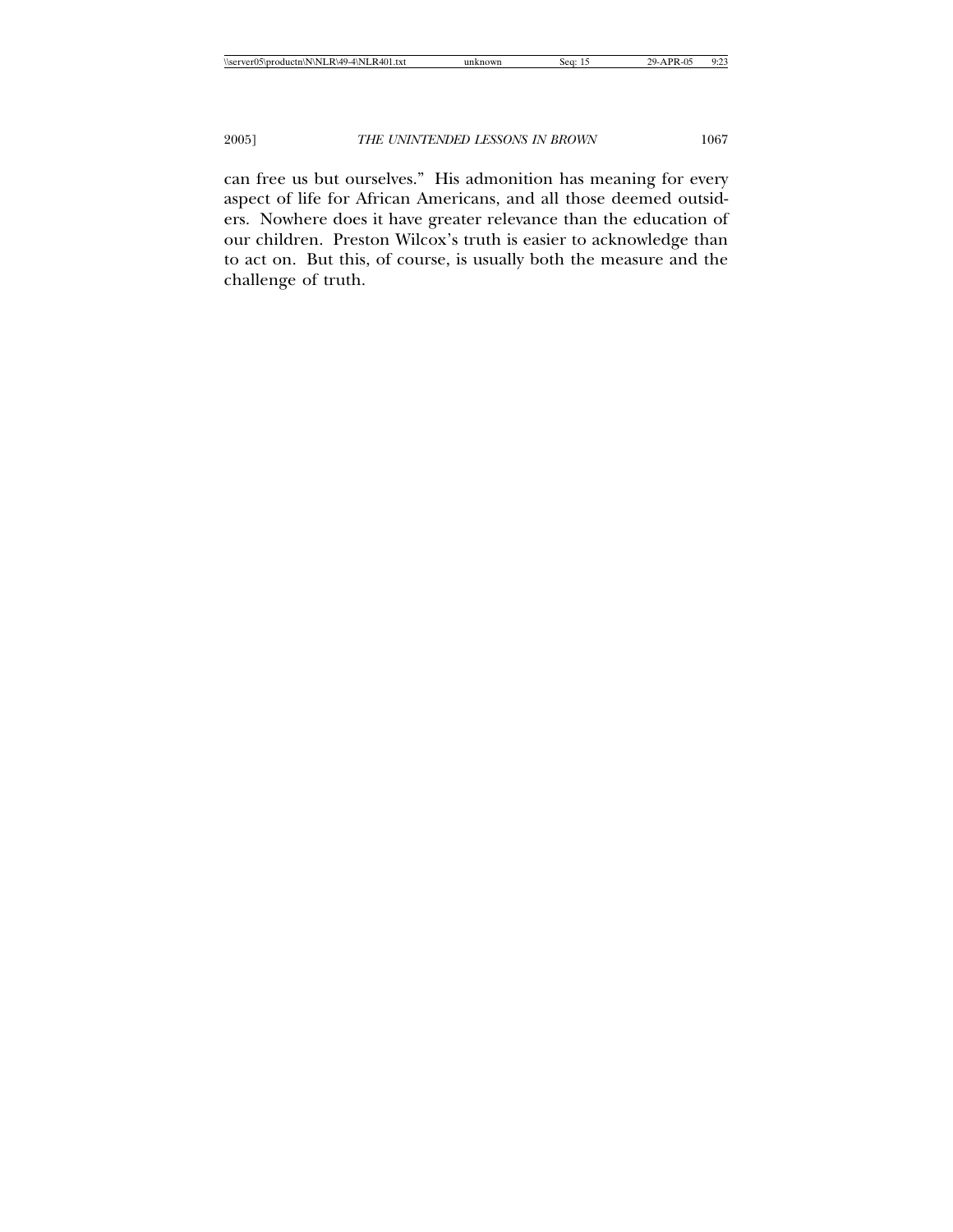can free us but ourselves." His admonition has meaning for every aspect of life for African Americans, and all those deemed outsiders. Nowhere does it have greater relevance than the education of our children. Preston Wilcox's truth is easier to acknowledge than to act on. But this, of course, is usually both the measure and the challenge of truth.